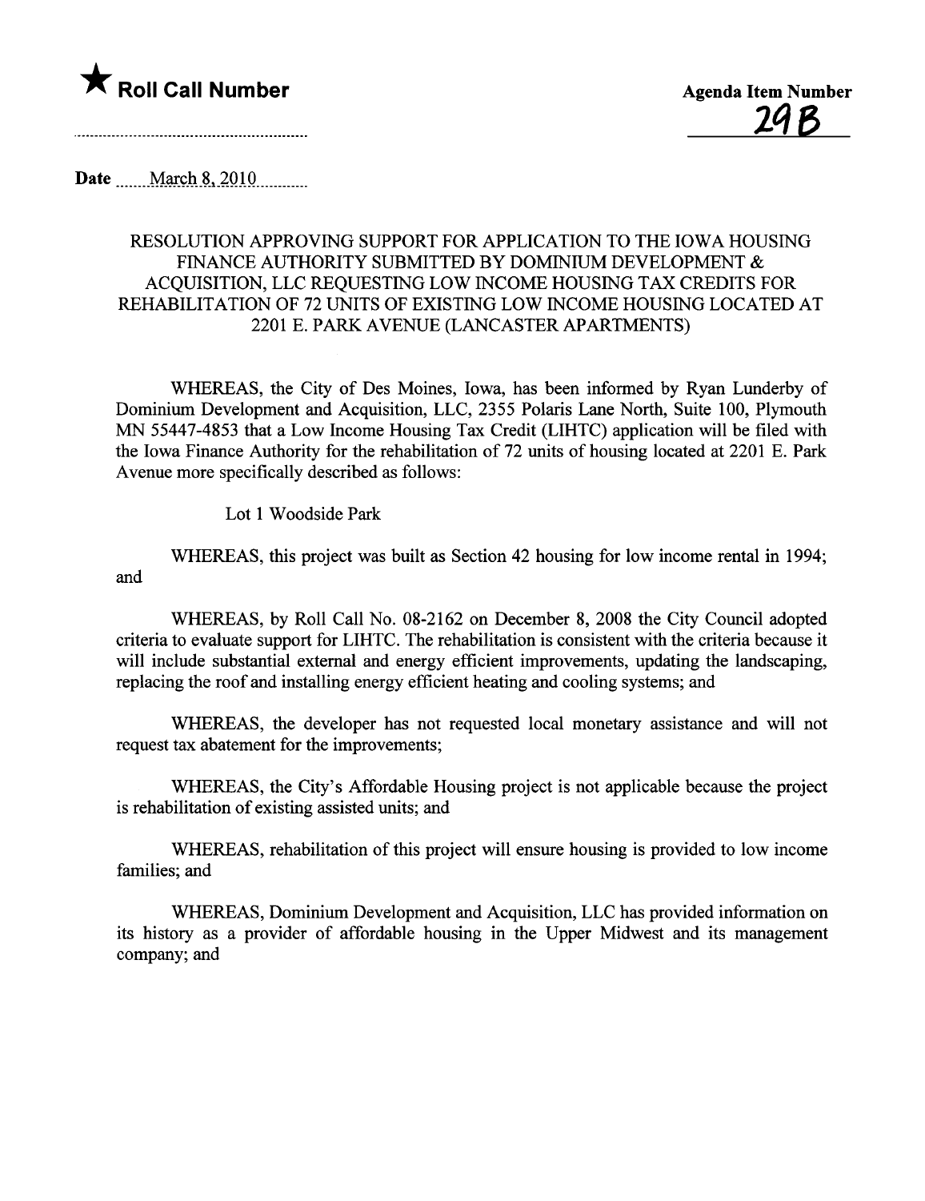★ **Roll Call Number**

**Agenda Item Number**
29B

Date March 8, 2010

RESOLUTION APPROVING SUPPORT FOR APPLICATION TO THE IOWA HOUSING FINANCE AUTHORITY SUBMITTED BY DOMINIUM DEVELOPMENT & ACQUISITION, LLC REQUESTING LOW INCOME HOUSING TAX CREDITS FOR REHABILITATION OF 72 UNITS OF EXISTING LOW INCOME HOUSING LOCATED AT 2201 E. PARK AVENUE (LANCASTER APARTMENTS)

WHEREAS, the City of Des Moines, Iowa, has been informed by Ryan Lunderby of Dominium Development and Acquisition, LLC, 2355 Polaris Lane North, Suite 100, Plymouth MN 55447-4853 that a Low Income Housing Tax Credit (LIHTC) application will be filed with the Iowa Finance Authority for the rehabilitation of 72 units of housing located at 2201 E. Park Avenue more specifically described as follows:

Lot 1 Woodside Park

WHEREAS, this project was built as Section 42 housing for low income rental in 1994; and

WHEREAS, by Roll Call No. 08-2162 on December 8, 2008 the City Council adopted criteria to evaluate support for LIHTC. The rehabilitation is consistent with the criteria because it will include substantial external and energy efficient improvements, updating the landscaping, replacing the roof and installing energy efficient heating and cooling systems; and

WHEREAS, the developer has not requested local monetary assistance and will not request tax abatement for the improvements;

WHEREAS, the City's Affordable Housing project is not applicable because the project is rehabilitation of existing assisted units; and

WHEREAS, rehabilitation of this project will ensure housing is provided to low income families; and

WHEREAS, Dominium Development and Acquisition, LLC has provided information on its history as a provider of affordable housing in the Upper Midwest and its management company; and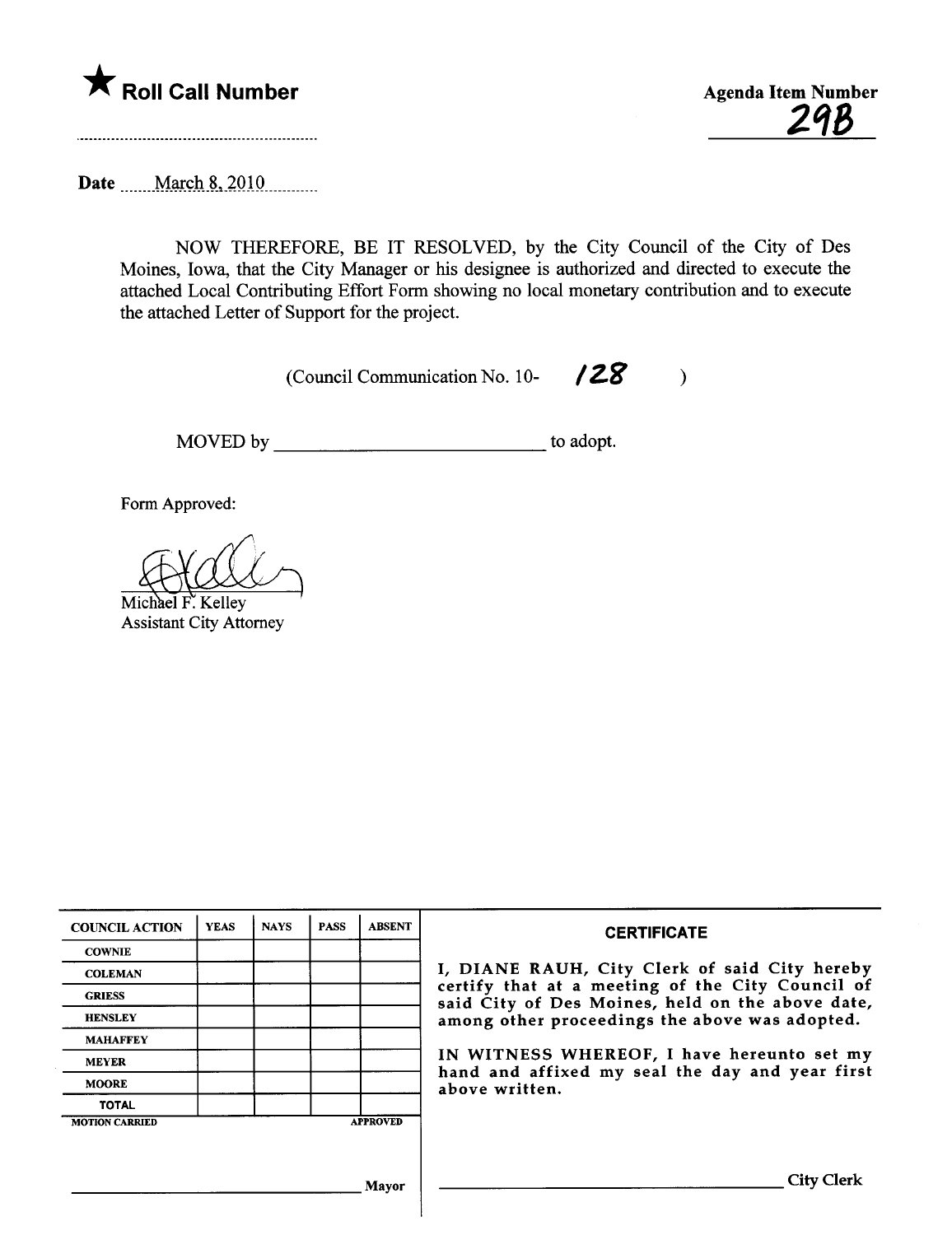★ **Roll Call Number**

..............................................................

Agenda Item Number

29B

Date ......March 8, 2010..........

NOW THEREFORE, BE IT RESOLVED, by the City Council of the City of Des Moines, Iowa, that the City Manager or his designee is authorized and directed to execute the attached Local Contributing Effort Form showing no local monetary contribution and to execute the attached Letter of Support for the project.

(Council Communication No. 10- 128 )

MOVED by ____________________________ to adopt.

Form Approved:

Michael F. Kelley
Assistant City Attorney

| COUNCIL ACTION | YEAS | NAYS | PASS | ABSENT |
|---|---|---|---|---|
| COWNIE | | | | |
| COLEMAN | | | | |
| GRIESS | | | | |
| HENSLEY | | | | |
| MAHAFFEY | | | | |
| MEYER | | | | |
| MOORE | | | | |
| TOTAL | | | | |

MOTION CARRIED APPROVED

______________________________ Mayor

**CERTIFICATE**

I, DIANE RAUH, City Clerk of said City hereby certify that at a meeting of the City Council of said City of Des Moines, held on the above date, among other proceedings the above was adopted.

IN WITNESS WHEREOF, I have hereunto set my hand and affixed my seal the day and year first above written.

______________________________ City Clerk